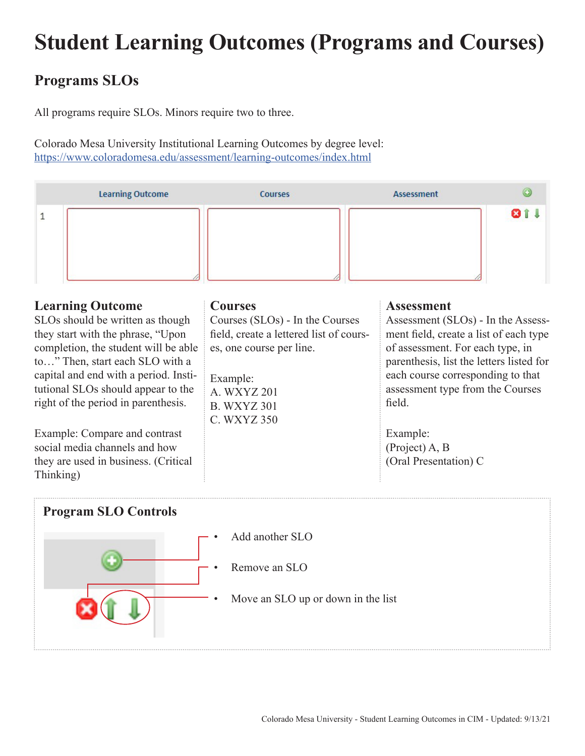# Student Learning Outcomes (Programs and Courses)

## Programs SLOs

All programs require SLOs. Minors require two to three.

Colorado Mesa University Institutional Learning Outcomes by degree level:
https://www.coloradomesa.edu/assessment/learning-outcomes/index.html

| | Learning Outcome | Courses | Assessment | |
|---|---|---|---|---|
| 1 | | | | |

### Learning Outcome

SLOs should be written as though they start with the phrase, "Upon completion, the student will be able to…" Then, start each SLO with a capital and end with a period. Institutional SLOs should appear to the right of the period in parenthesis.

Example: Compare and contrast social media channels and how they are used in business. (Critical Thinking)

### Courses

Courses (SLOs) - In the Courses field, create a lettered list of courses, one course per line.

Example:
A. WXYZ 201
B. WXYZ 301
C. WXYZ 350

### Assessment

Assessment (SLOs) - In the Assessment field, create a list of each type of assessment. For each type, in parenthesis, list the letters listed for each course corresponding to that assessment type from the Courses field.

Example:
(Project) A, B
(Oral Presentation) C

### Program SLO Controls

- Add another SLO
- Remove an SLO
- Move an SLO up or down in the list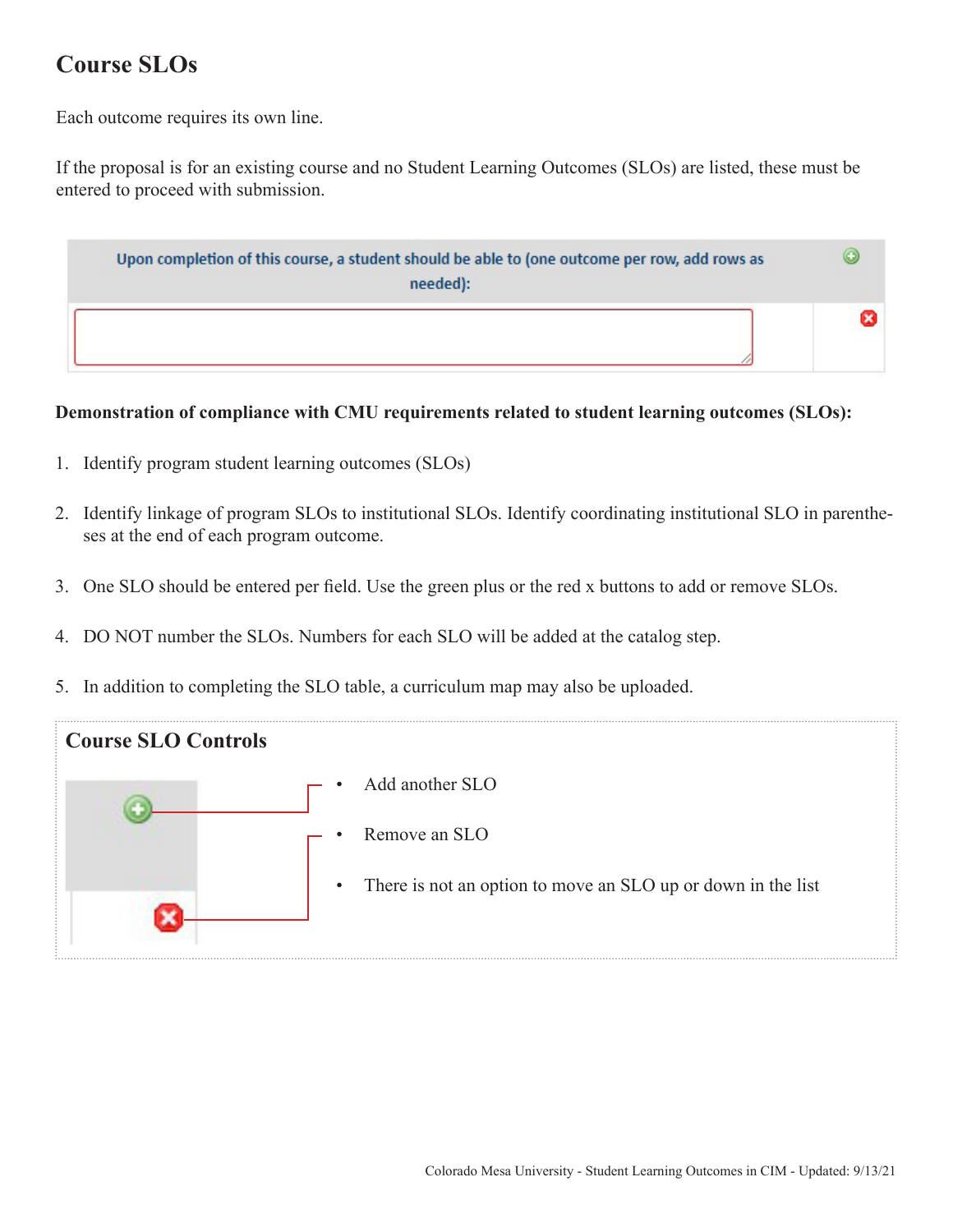## Course SLOs

Each outcome requires its own line.

If the proposal is for an existing course and no Student Learning Outcomes (SLOs) are listed, these must be entered to proceed with submission.

Upon completion of this course, a student should be able to (one outcome per row, add rows as needed):

**Demonstration of compliance with CMU requirements related to student learning outcomes (SLOs):**

1. Identify program student learning outcomes (SLOs)
2. Identify linkage of program SLOs to institutional SLOs. Identify coordinating institutional SLO in parentheses at the end of each program outcome.
3. One SLO should be entered per field. Use the green plus or the red x buttons to add or remove SLOs.
4. DO NOT number the SLOs. Numbers for each SLO will be added at the catalog step.
5. In addition to completing the SLO table, a curriculum map may also be uploaded.

### Course SLO Controls

- Add another SLO
- Remove an SLO
- There is not an option to move an SLO up or down in the list